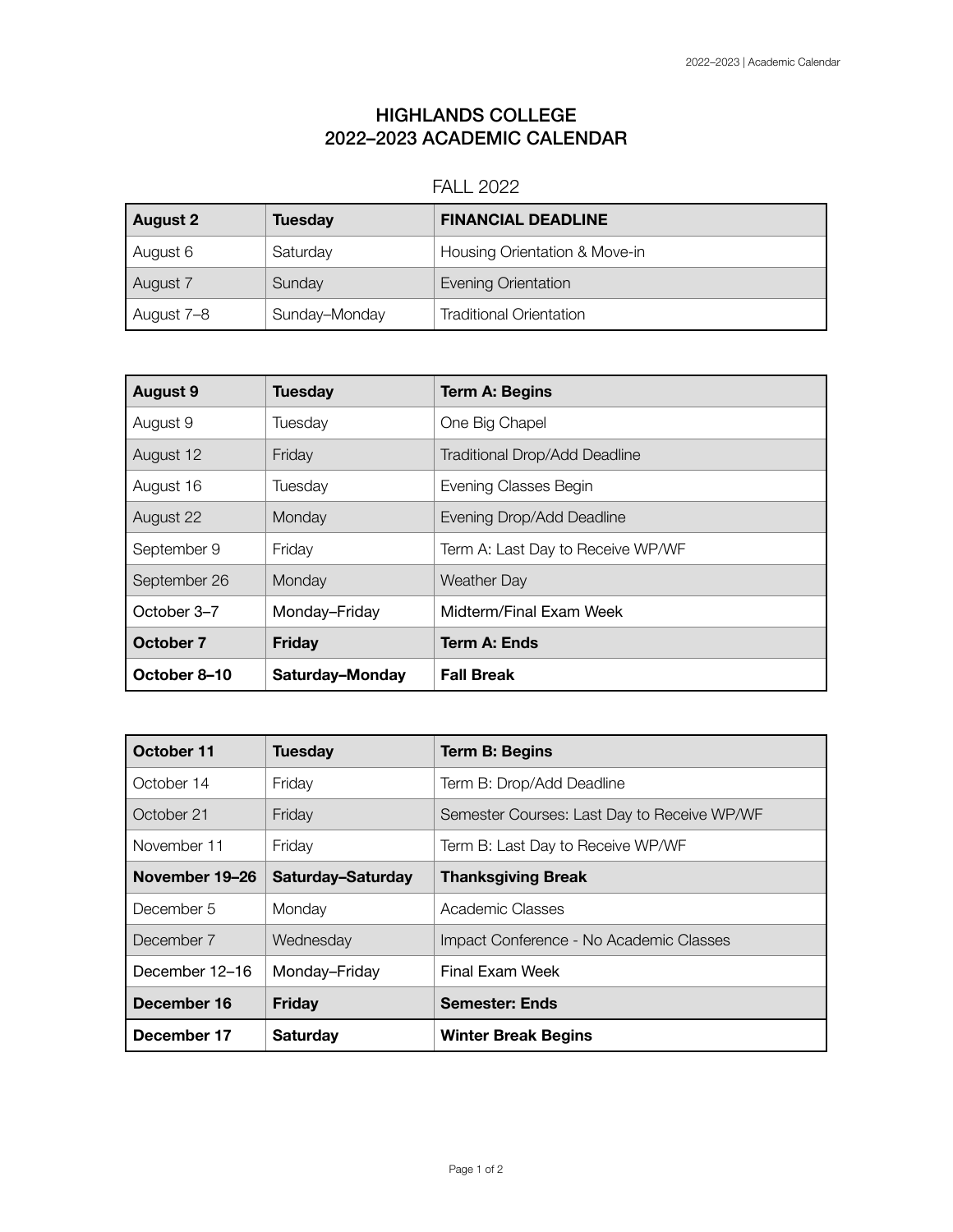# HIGHLANDS COLLEGE
# 2022–2023 ACADEMIC CALENDAR

## FALL 2022

| **August 2** | **Tuesday** | **FINANCIAL DEADLINE** |
|---|---|---|
| August 6 | Saturday | Housing Orientation & Move-in |
| August 7 | Sunday | Evening Orientation |
| August 7–8 | Sunday–Monday | Traditional Orientation |

| **August 9** | **Tuesday** | **Term A: Begins** |
|---|---|---|
| August 9 | Tuesday | One Big Chapel |
| August 12 | Friday | Traditional Drop/Add Deadline |
| August 16 | Tuesday | Evening Classes Begin |
| August 22 | Monday | Evening Drop/Add Deadline |
| September 9 | Friday | Term A: Last Day to Receive WP/WF |
| September 26 | Monday | Weather Day |
| October 3–7 | Monday–Friday | Midterm/Final Exam Week |
| **October 7** | **Friday** | **Term A: Ends** |
| **October 8–10** | **Saturday–Monday** | **Fall Break** |

| **October 11** | **Tuesday** | **Term B: Begins** |
|---|---|---|
| October 14 | Friday | Term B: Drop/Add Deadline |
| October 21 | Friday | Semester Courses: Last Day to Receive WP/WF |
| November 11 | Friday | Term B: Last Day to Receive WP/WF |
| **November 19–26** | **Saturday–Saturday** | **Thanksgiving Break** |
| December 5 | Monday | Academic Classes |
| December 7 | Wednesday | Impact Conference - No Academic Classes |
| December 12–16 | Monday–Friday | Final Exam Week |
| **December 16** | **Friday** | **Semester: Ends** |
| **December 17** | **Saturday** | **Winter Break Begins** |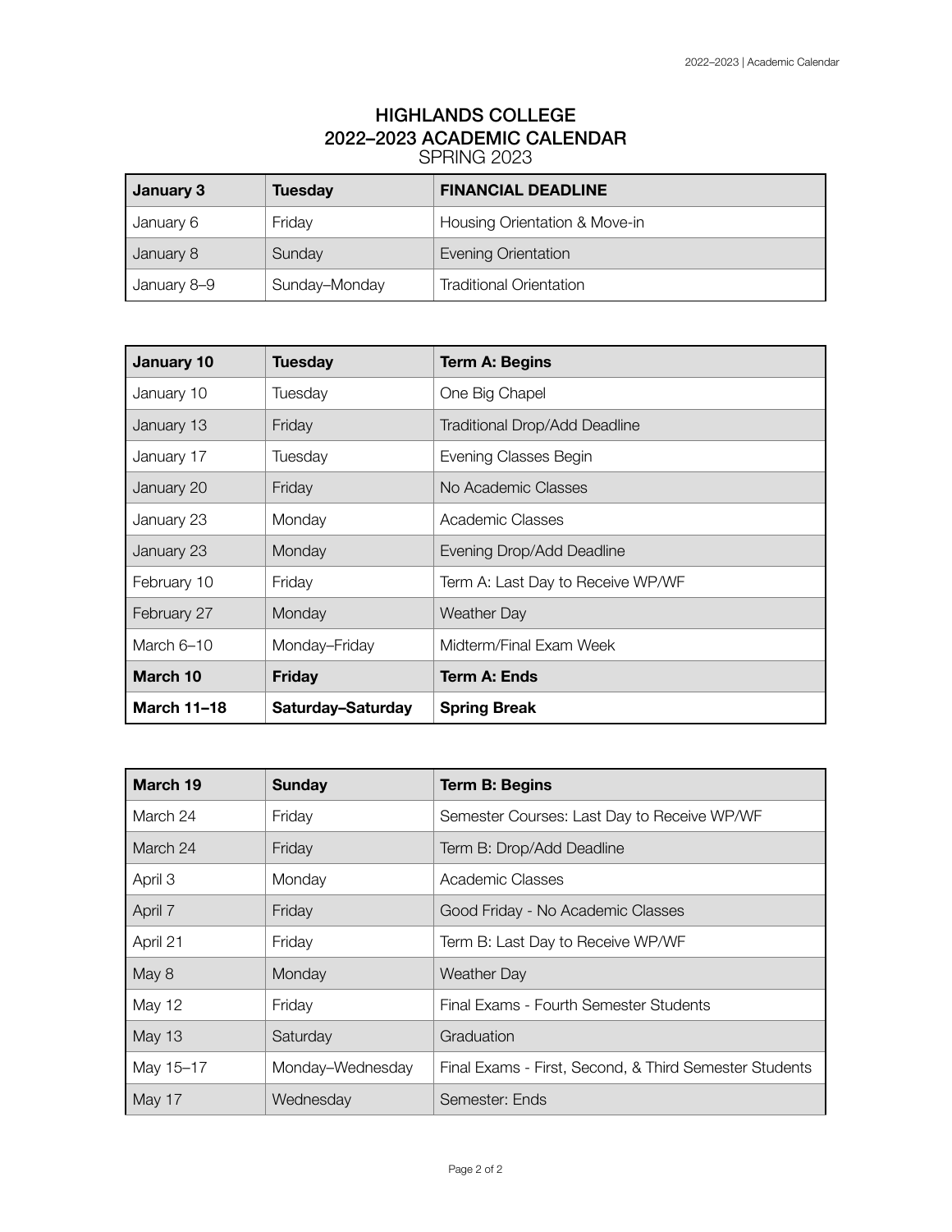# HIGHLANDS COLLEGE
## 2022–2023 ACADEMIC CALENDAR
### SPRING 2023

| **January 3** | **Tuesday** | **FINANCIAL DEADLINE** |
|---|---|---|
| January 6 | Friday | Housing Orientation & Move-in |
| January 8 | Sunday | Evening Orientation |
| January 8–9 | Sunday–Monday | Traditional Orientation |

| **January 10** | **Tuesday** | **Term A: Begins** |
|---|---|---|
| January 10 | Tuesday | One Big Chapel |
| January 13 | Friday | Traditional Drop/Add Deadline |
| January 17 | Tuesday | Evening Classes Begin |
| January 20 | Friday | No Academic Classes |
| January 23 | Monday | Academic Classes |
| January 23 | Monday | Evening Drop/Add Deadline |
| February 10 | Friday | Term A: Last Day to Receive WP/WF |
| February 27 | Monday | Weather Day |
| March 6–10 | Monday–Friday | Midterm/Final Exam Week |
| **March 10** | **Friday** | **Term A: Ends** |
| **March 11–18** | **Saturday–Saturday** | **Spring Break** |

| **March 19** | **Sunday** | **Term B: Begins** |
|---|---|---|
| March 24 | Friday | Semester Courses: Last Day to Receive WP/WF |
| March 24 | Friday | Term B: Drop/Add Deadline |
| April 3 | Monday | Academic Classes |
| April 7 | Friday | Good Friday - No Academic Classes |
| April 21 | Friday | Term B: Last Day to Receive WP/WF |
| May 8 | Monday | Weather Day |
| May 12 | Friday | Final Exams - Fourth Semester Students |
| May 13 | Saturday | Graduation |
| May 15–17 | Monday–Wednesday | Final Exams - First, Second, & Third Semester Students |
| May 17 | Wednesday | Semester: Ends |